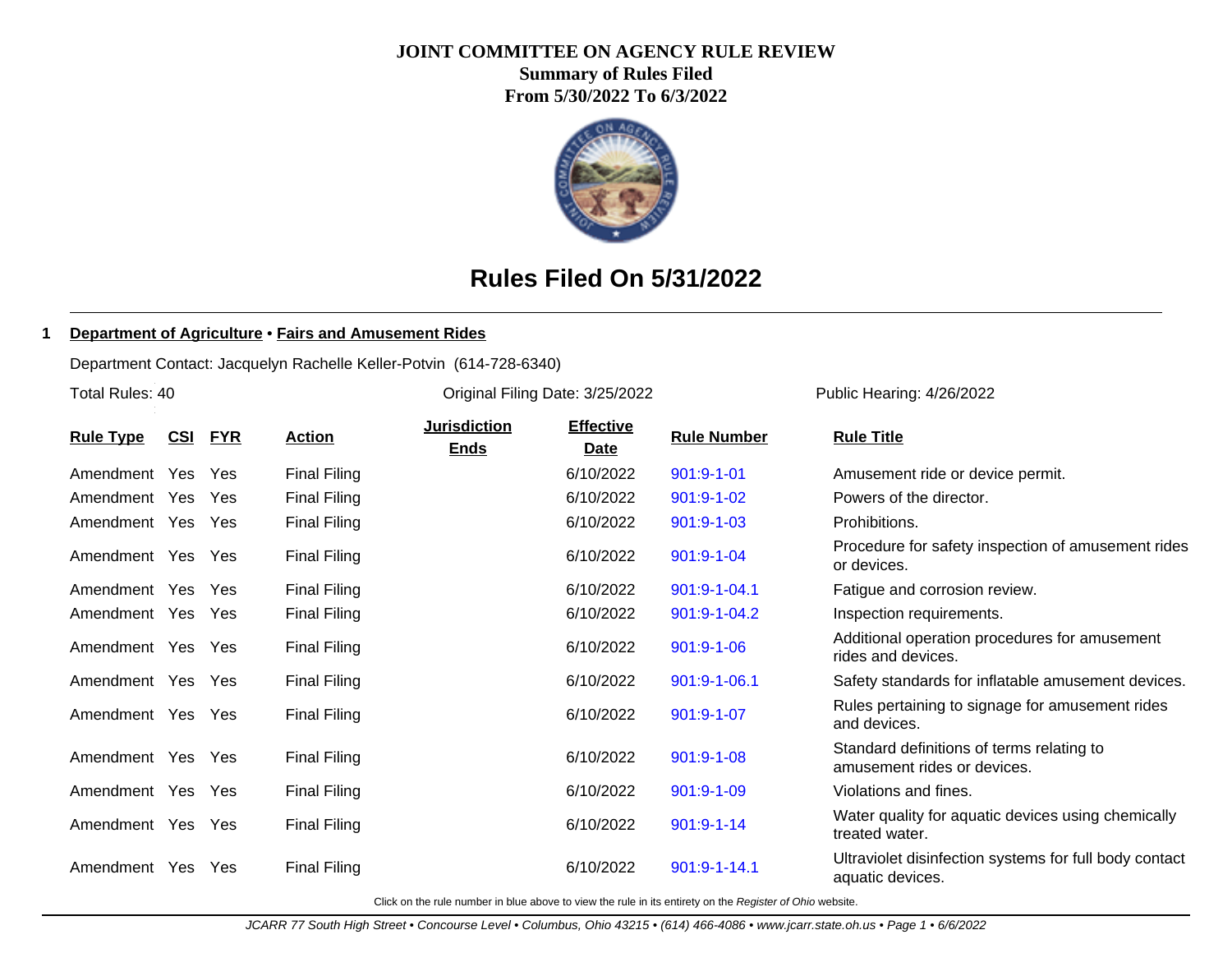**JOINT COMMITTEE ON AGENCY RULE REVIEW**
**Summary of Rules Filed**
**From 5/30/2022 To 6/3/2022**

# Rules Filed On 5/31/2022

**1** **Department of Agriculture** • **Fairs and Amusement Rides**

Department Contact: Jacquelyn Rachelle Keller-Potvin (614-728-6340)

Total Rules: 40 Original Filing Date: 3/25/2022 Public Hearing: 4/26/2022

| Rule Type | CSI | FYR | Action | Jurisdiction Ends | Effective Date | Rule Number | Rule Title |
|---|---|---|---|---|---|---|---|
| Amendment | Yes | Yes | Final Filing | | 6/10/2022 | 901:9-1-01 | Amusement ride or device permit. |
| Amendment | Yes | Yes | Final Filing | | 6/10/2022 | 901:9-1-02 | Powers of the director. |
| Amendment | Yes | Yes | Final Filing | | 6/10/2022 | 901:9-1-03 | Prohibitions. |
| Amendment | Yes | Yes | Final Filing | | 6/10/2022 | 901:9-1-04 | Procedure for safety inspection of amusement rides or devices. |
| Amendment | Yes | Yes | Final Filing | | 6/10/2022 | 901:9-1-04.1 | Fatigue and corrosion review. |
| Amendment | Yes | Yes | Final Filing | | 6/10/2022 | 901:9-1-04.2 | Inspection requirements. |
| Amendment | Yes | Yes | Final Filing | | 6/10/2022 | 901:9-1-06 | Additional operation procedures for amusement rides and devices. |
| Amendment | Yes | Yes | Final Filing | | 6/10/2022 | 901:9-1-06.1 | Safety standards for inflatable amusement devices. |
| Amendment | Yes | Yes | Final Filing | | 6/10/2022 | 901:9-1-07 | Rules pertaining to signage for amusement rides and devices. |
| Amendment | Yes | Yes | Final Filing | | 6/10/2022 | 901:9-1-08 | Standard definitions of terms relating to amusement rides or devices. |
| Amendment | Yes | Yes | Final Filing | | 6/10/2022 | 901:9-1-09 | Violations and fines. |
| Amendment | Yes | Yes | Final Filing | | 6/10/2022 | 901:9-1-14 | Water quality for aquatic devices using chemically treated water. |
| Amendment | Yes | Yes | Final Filing | | 6/10/2022 | 901:9-1-14.1 | Ultraviolet disinfection systems for full body contact aquatic devices. |

Click on the rule number in blue above to view the rule in its entirety on the *Register of Ohio* website.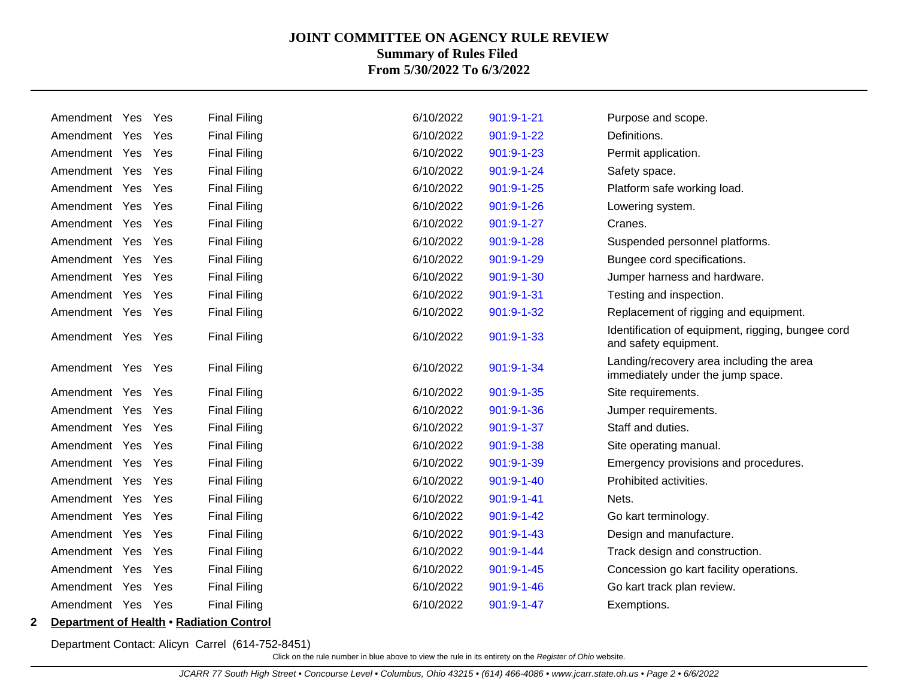# JOINT COMMITTEE ON AGENCY RULE REVIEW
## Summary of Rules Filed
## From 5/30/2022 To 6/3/2022

| | | | | | | |
|---|---|---|---|---|---|---|
| Amendment | Yes | Yes | Final Filing | 6/10/2022 | 901:9-1-21 | Purpose and scope. |
| Amendment | Yes | Yes | Final Filing | 6/10/2022 | 901:9-1-22 | Definitions. |
| Amendment | Yes | Yes | Final Filing | 6/10/2022 | 901:9-1-23 | Permit application. |
| Amendment | Yes | Yes | Final Filing | 6/10/2022 | 901:9-1-24 | Safety space. |
| Amendment | Yes | Yes | Final Filing | 6/10/2022 | 901:9-1-25 | Platform safe working load. |
| Amendment | Yes | Yes | Final Filing | 6/10/2022 | 901:9-1-26 | Lowering system. |
| Amendment | Yes | Yes | Final Filing | 6/10/2022 | 901:9-1-27 | Cranes. |
| Amendment | Yes | Yes | Final Filing | 6/10/2022 | 901:9-1-28 | Suspended personnel platforms. |
| Amendment | Yes | Yes | Final Filing | 6/10/2022 | 901:9-1-29 | Bungee cord specifications. |
| Amendment | Yes | Yes | Final Filing | 6/10/2022 | 901:9-1-30 | Jumper harness and hardware. |
| Amendment | Yes | Yes | Final Filing | 6/10/2022 | 901:9-1-31 | Testing and inspection. |
| Amendment | Yes | Yes | Final Filing | 6/10/2022 | 901:9-1-32 | Replacement of rigging and equipment. |
| Amendment | Yes | Yes | Final Filing | 6/10/2022 | 901:9-1-33 | Identification of equipment, rigging, bungee cord and safety equipment. |
| Amendment | Yes | Yes | Final Filing | 6/10/2022 | 901:9-1-34 | Landing/recovery area including the area immediately under the jump space. |
| Amendment | Yes | Yes | Final Filing | 6/10/2022 | 901:9-1-35 | Site requirements. |
| Amendment | Yes | Yes | Final Filing | 6/10/2022 | 901:9-1-36 | Jumper requirements. |
| Amendment | Yes | Yes | Final Filing | 6/10/2022 | 901:9-1-37 | Staff and duties. |
| Amendment | Yes | Yes | Final Filing | 6/10/2022 | 901:9-1-38 | Site operating manual. |
| Amendment | Yes | Yes | Final Filing | 6/10/2022 | 901:9-1-39 | Emergency provisions and procedures. |
| Amendment | Yes | Yes | Final Filing | 6/10/2022 | 901:9-1-40 | Prohibited activities. |
| Amendment | Yes | Yes | Final Filing | 6/10/2022 | 901:9-1-41 | Nets. |
| Amendment | Yes | Yes | Final Filing | 6/10/2022 | 901:9-1-42 | Go kart terminology. |
| Amendment | Yes | Yes | Final Filing | 6/10/2022 | 901:9-1-43 | Design and manufacture. |
| Amendment | Yes | Yes | Final Filing | 6/10/2022 | 901:9-1-44 | Track design and construction. |
| Amendment | Yes | Yes | Final Filing | 6/10/2022 | 901:9-1-45 | Concession go kart facility operations. |
| Amendment | Yes | Yes | Final Filing | 6/10/2022 | 901:9-1-46 | Go kart track plan review. |
| Amendment | Yes | Yes | Final Filing | 6/10/2022 | 901:9-1-47 | Exemptions. |

**2 Department of Health • Radiation Control**

Department Contact: Alicyn Carrel (614-752-8451)

Click on the rule number in blue above to view the rule in its entirety on the *Register of Ohio* website.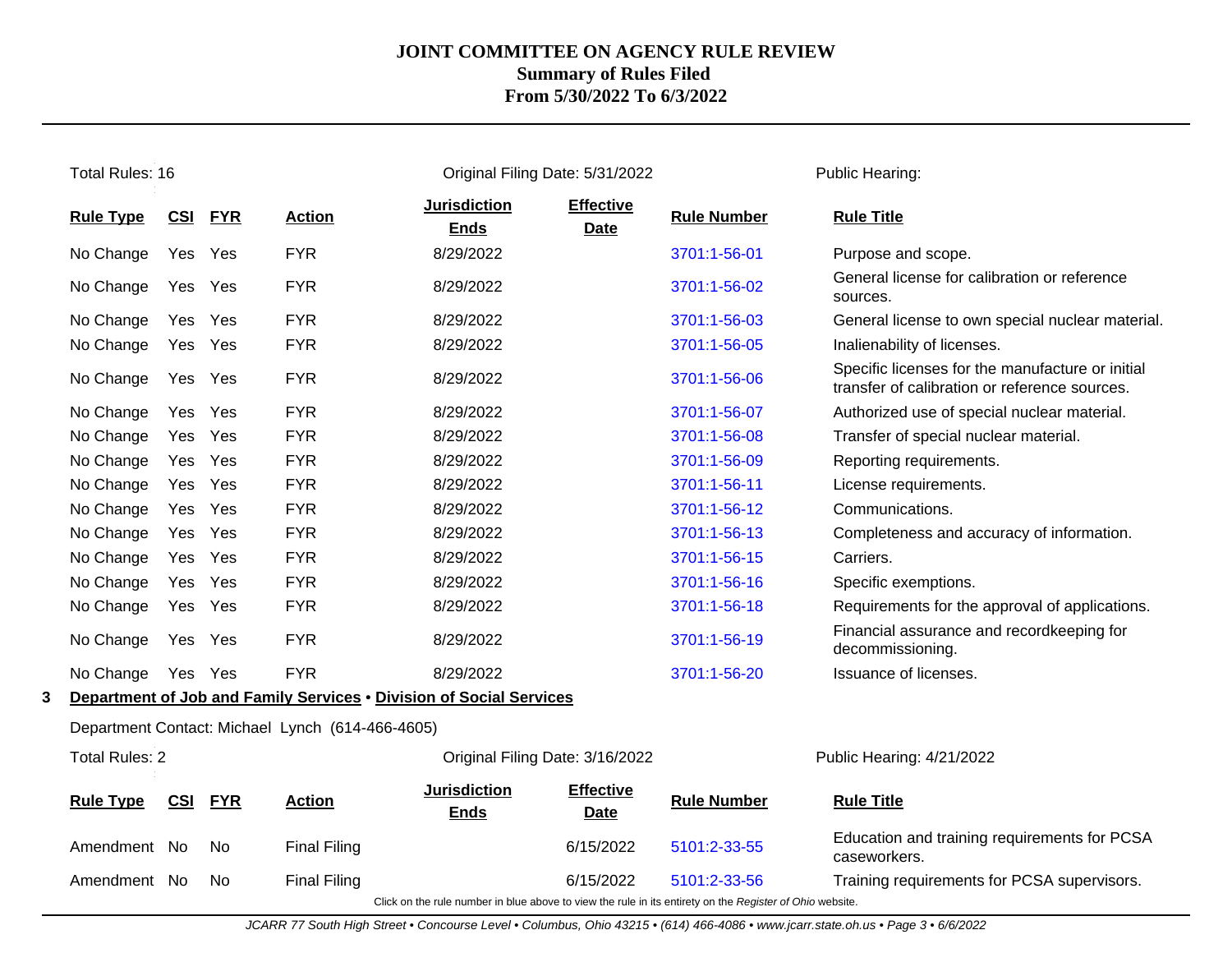# JOINT COMMITTEE ON AGENCY RULE REVIEW
## Summary of Rules Filed
## From 5/30/2022 To 6/3/2022

Total Rules: 16 | Original Filing Date: 5/31/2022 | Public Hearing:

| Rule Type | CSI | FYR | Action | Jurisdiction Ends | Effective Date | Rule Number | Rule Title |
|---|---|---|---|---|---|---|---|
| No Change | Yes | Yes | FYR | 8/29/2022 | | 3701:1-56-01 | Purpose and scope. |
| No Change | Yes | Yes | FYR | 8/29/2022 | | 3701:1-56-02 | General license for calibration or reference sources. |
| No Change | Yes | Yes | FYR | 8/29/2022 | | 3701:1-56-03 | General license to own special nuclear material. |
| No Change | Yes | Yes | FYR | 8/29/2022 | | 3701:1-56-05 | Inalienability of licenses. |
| No Change | Yes | Yes | FYR | 8/29/2022 | | 3701:1-56-06 | Specific licenses for the manufacture or initial transfer of calibration or reference sources. |
| No Change | Yes | Yes | FYR | 8/29/2022 | | 3701:1-56-07 | Authorized use of special nuclear material. |
| No Change | Yes | Yes | FYR | 8/29/2022 | | 3701:1-56-08 | Transfer of special nuclear material. |
| No Change | Yes | Yes | FYR | 8/29/2022 | | 3701:1-56-09 | Reporting requirements. |
| No Change | Yes | Yes | FYR | 8/29/2022 | | 3701:1-56-11 | License requirements. |
| No Change | Yes | Yes | FYR | 8/29/2022 | | 3701:1-56-12 | Communications. |
| No Change | Yes | Yes | FYR | 8/29/2022 | | 3701:1-56-13 | Completeness and accuracy of information. |
| No Change | Yes | Yes | FYR | 8/29/2022 | | 3701:1-56-15 | Carriers. |
| No Change | Yes | Yes | FYR | 8/29/2022 | | 3701:1-56-16 | Specific exemptions. |
| No Change | Yes | Yes | FYR | 8/29/2022 | | 3701:1-56-18 | Requirements for the approval of applications. |
| No Change | Yes | Yes | FYR | 8/29/2022 | | 3701:1-56-19 | Financial assurance and recordkeeping for decommissioning. |
| No Change | Yes | Yes | FYR | 8/29/2022 | | 3701:1-56-20 | Issuance of licenses. |

**3 Department of Job and Family Services • Division of Social Services**

Department Contact: Michael Lynch (614-466-4605)

Total Rules: 2 | Original Filing Date: 3/16/2022 | Public Hearing: 4/21/2022

| Rule Type | CSI | FYR | Action | Jurisdiction Ends | Effective Date | Rule Number | Rule Title |
|---|---|---|---|---|---|---|---|
| Amendment | No | No | Final Filing | | 6/15/2022 | 5101:2-33-55 | Education and training requirements for PCSA caseworkers. |
| Amendment | No | No | Final Filing | | 6/15/2022 | 5101:2-33-56 | Training requirements for PCSA supervisors. |

Click on the rule number in blue above to view the rule in its entirety on the *Register of Ohio* website.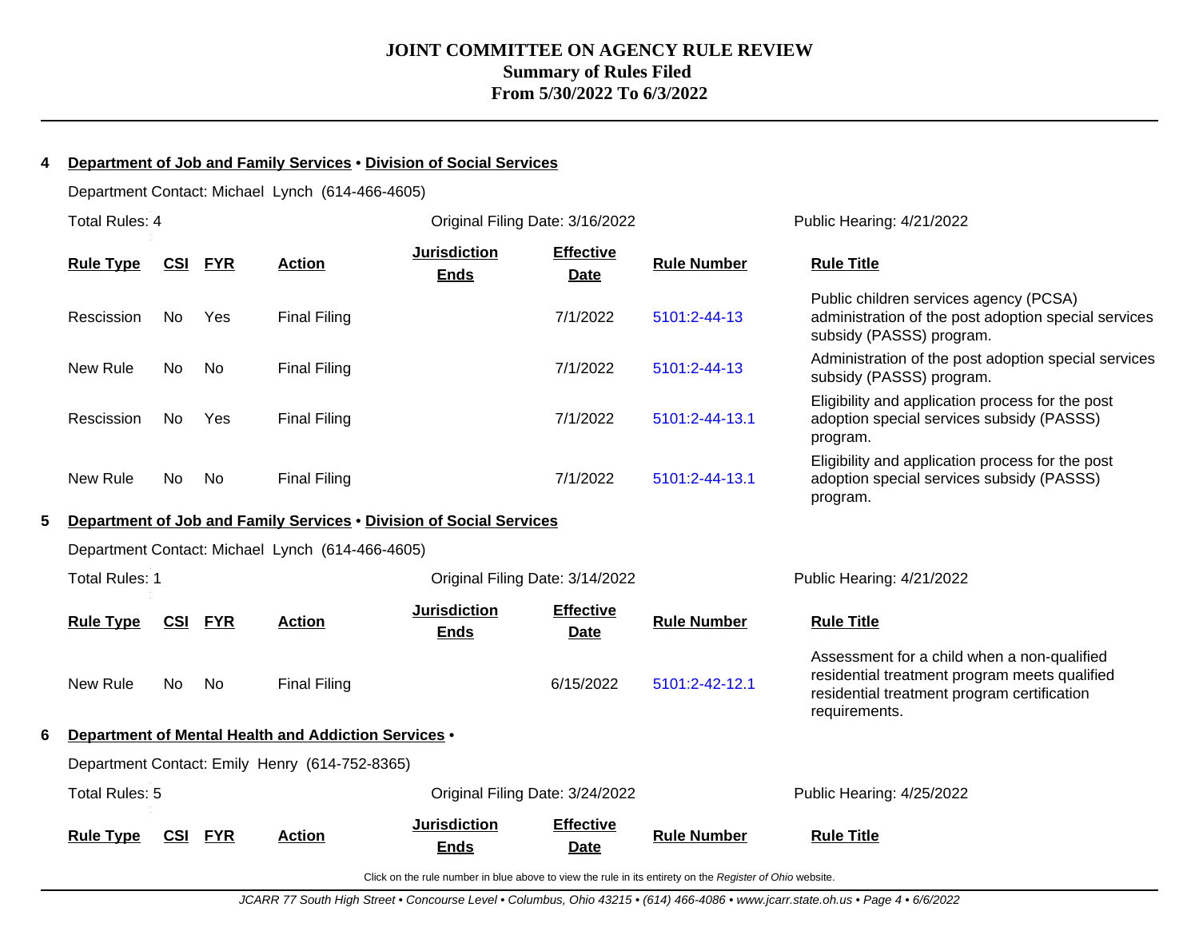# JOINT COMMITTEE ON AGENCY RULE REVIEW
## Summary of Rules Filed
## From 5/30/2022 To 6/3/2022

**4 Department of Job and Family Services • Division of Social Services**

Department Contact: Michael Lynch (614-466-4605)

Total Rules: 4 | Original Filing Date: 3/16/2022 | Public Hearing: 4/21/2022

| Rule Type | CSI | FYR | Action | Jurisdiction Ends | Effective Date | Rule Number | Rule Title |
|---|---|---|---|---|---|---|---|
| Rescission | No | Yes | Final Filing | | 7/1/2022 | 5101:2-44-13 | Public children services agency (PCSA) administration of the post adoption special services subsidy (PASSS) program. |
| New Rule | No | No | Final Filing | | 7/1/2022 | 5101:2-44-13 | Administration of the post adoption special services subsidy (PASSS) program. |
| Rescission | No | Yes | Final Filing | | 7/1/2022 | 5101:2-44-13.1 | Eligibility and application process for the post adoption special services subsidy (PASSS) program. |
| New Rule | No | No | Final Filing | | 7/1/2022 | 5101:2-44-13.1 | Eligibility and application process for the post adoption special services subsidy (PASSS) program. |

**5 Department of Job and Family Services • Division of Social Services**

Department Contact: Michael Lynch (614-466-4605)

Total Rules: 1 | Original Filing Date: 3/14/2022 | Public Hearing: 4/21/2022

| Rule Type | CSI | FYR | Action | Jurisdiction Ends | Effective Date | Rule Number | Rule Title |
|---|---|---|---|---|---|---|---|
| New Rule | No | No | Final Filing | | 6/15/2022 | 5101:2-42-12.1 | Assessment for a child when a non-qualified residential treatment program meets qualified residential treatment program certification requirements. |

**6 Department of Mental Health and Addiction Services •**

Department Contact: Emily Henry (614-752-8365)

Total Rules: 5 | Original Filing Date: 3/24/2022 | Public Hearing: 4/25/2022

| Rule Type | CSI | FYR | Action | Jurisdiction Ends | Effective Date | Rule Number | Rule Title |
|---|---|---|---|---|---|---|---|

Click on the rule number in blue above to view the rule in its entirety on the *Register of Ohio* website.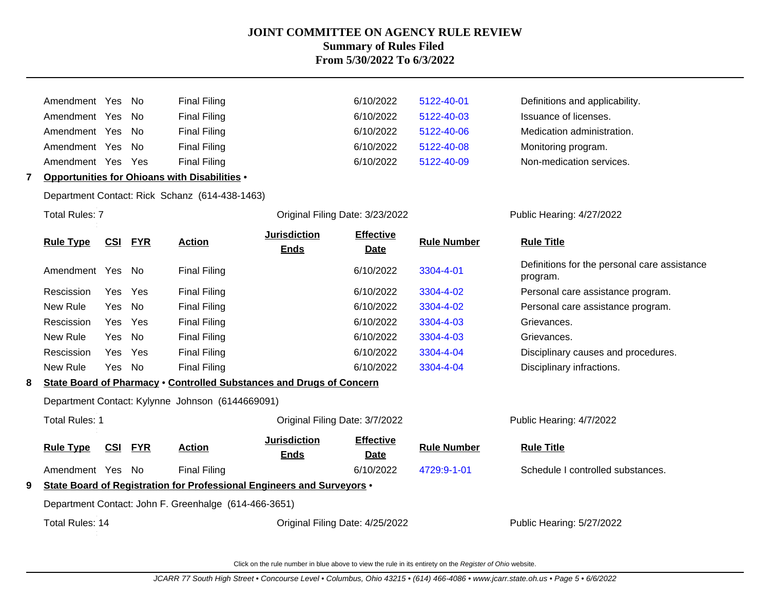# JOINT COMMITTEE ON AGENCY RULE REVIEW
## Summary of Rules Filed
### From 5/30/2022 To 6/3/2022

| Rule Type | CSI | FYR | Action | Jurisdiction Ends | Effective Date | Rule Number | Rule Title |
|---|---|---|---|---|---|---|---|
| Amendment | Yes | No | Final Filing | | 6/10/2022 | 5122-40-01 | Definitions and applicability. |
| Amendment | Yes | No | Final Filing | | 6/10/2022 | 5122-40-03 | Issuance of licenses. |
| Amendment | Yes | No | Final Filing | | 6/10/2022 | 5122-40-06 | Medication administration. |
| Amendment | Yes | No | Final Filing | | 6/10/2022 | 5122-40-08 | Monitoring program. |
| Amendment | Yes | Yes | Final Filing | | 6/10/2022 | 5122-40-09 | Non-medication services. |

**7 Opportunities for Ohioans with Disabilities •**

Department Contact: Rick Schanz (614-438-1463)

Total Rules: 7 | Original Filing Date: 3/23/2022 | Public Hearing: 4/27/2022

| Rule Type | CSI | FYR | Action | Jurisdiction Ends | Effective Date | Rule Number | Rule Title |
|---|---|---|---|---|---|---|---|
| Amendment | Yes | No | Final Filing | | 6/10/2022 | 3304-4-01 | Definitions for the personal care assistance program. |
| Rescission | Yes | Yes | Final Filing | | 6/10/2022 | 3304-4-02 | Personal care assistance program. |
| New Rule | Yes | No | Final Filing | | 6/10/2022 | 3304-4-02 | Personal care assistance program. |
| Rescission | Yes | Yes | Final Filing | | 6/10/2022 | 3304-4-03 | Grievances. |
| New Rule | Yes | No | Final Filing | | 6/10/2022 | 3304-4-03 | Grievances. |
| Rescission | Yes | Yes | Final Filing | | 6/10/2022 | 3304-4-04 | Disciplinary causes and procedures. |
| New Rule | Yes | No | Final Filing | | 6/10/2022 | 3304-4-04 | Disciplinary infractions. |

**8 State Board of Pharmacy • Controlled Substances and Drugs of Concern**

Department Contact: Kylynne Johnson (6144669091)

Total Rules: 1 | Original Filing Date: 3/7/2022 | Public Hearing: 4/7/2022

| Rule Type | CSI | FYR | Action | Jurisdiction Ends | Effective Date | Rule Number | Rule Title |
|---|---|---|---|---|---|---|---|
| Amendment | Yes | No | Final Filing | | 6/10/2022 | 4729:9-1-01 | Schedule I controlled substances. |

**9 State Board of Registration for Professional Engineers and Surveyors •**

Department Contact: John F. Greenhalge (614-466-3651)

Total Rules: 14 | Original Filing Date: 4/25/2022 | Public Hearing: 5/27/2022

Click on the rule number in blue above to view the rule in its entirety on the *Register of Ohio* website.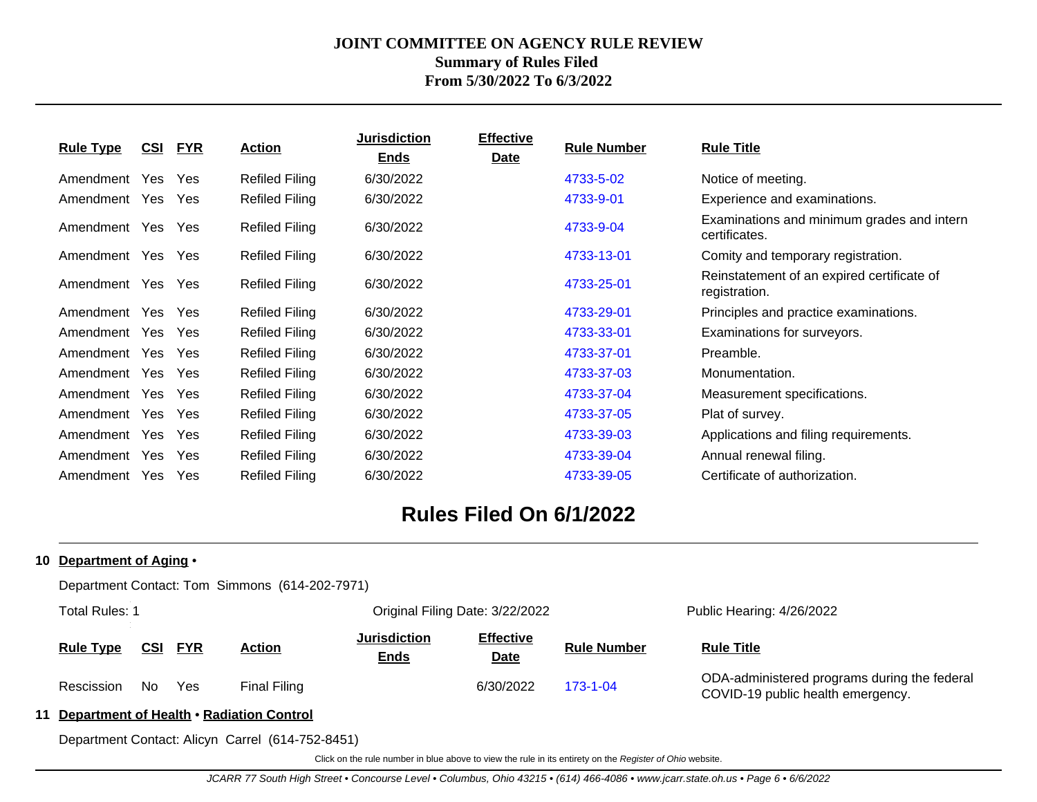| Rule Type | CSI | FYR | Action | Jurisdiction Ends | Effective Date | Rule Number | Rule Title |
|---|---|---|---|---|---|---|---|
| Amendment | Yes | Yes | Refiled Filing | 6/30/2022 | | 4733-5-02 | Notice of meeting. |
| Amendment | Yes | Yes | Refiled Filing | 6/30/2022 | | 4733-9-01 | Experience and examinations. |
| Amendment | Yes | Yes | Refiled Filing | 6/30/2022 | | 4733-9-04 | Examinations and minimum grades and intern certificates. |
| Amendment | Yes | Yes | Refiled Filing | 6/30/2022 | | 4733-13-01 | Comity and temporary registration. |
| Amendment | Yes | Yes | Refiled Filing | 6/30/2022 | | 4733-25-01 | Reinstatement of an expired certificate of registration. |
| Amendment | Yes | Yes | Refiled Filing | 6/30/2022 | | 4733-29-01 | Principles and practice examinations. |
| Amendment | Yes | Yes | Refiled Filing | 6/30/2022 | | 4733-33-01 | Examinations for surveyors. |
| Amendment | Yes | Yes | Refiled Filing | 6/30/2022 | | 4733-37-01 | Preamble. |
| Amendment | Yes | Yes | Refiled Filing | 6/30/2022 | | 4733-37-03 | Monumentation. |
| Amendment | Yes | Yes | Refiled Filing | 6/30/2022 | | 4733-37-04 | Measurement specifications. |
| Amendment | Yes | Yes | Refiled Filing | 6/30/2022 | | 4733-37-05 | Plat of survey. |
| Amendment | Yes | Yes | Refiled Filing | 6/30/2022 | | 4733-39-03 | Applications and filing requirements. |
| Amendment | Yes | Yes | Refiled Filing | 6/30/2022 | | 4733-39-04 | Annual renewal filing. |
| Amendment | Yes | Yes | Refiled Filing | 6/30/2022 | | 4733-39-05 | Certificate of authorization. |

## Rules Filed On 6/1/2022

**10 Department of Aging** •

Department Contact: Tom Simmons (614-202-7971)

Total Rules: 1 — Original Filing Date: 3/22/2022 — Public Hearing: 4/26/2022

| Rule Type | CSI | FYR | Action | Jurisdiction Ends | Effective Date | Rule Number | Rule Title |
|---|---|---|---|---|---|---|---|
| Rescission | No | Yes | Final Filing | | 6/30/2022 | 173-1-04 | ODA-administered programs during the federal COVID-19 public health emergency. |

**11 Department of Health** • **Radiation Control**

Department Contact: Alicyn Carrel (614-752-8451)

Click on the rule number in blue above to view the rule in its entirety on the *Register of Ohio* website.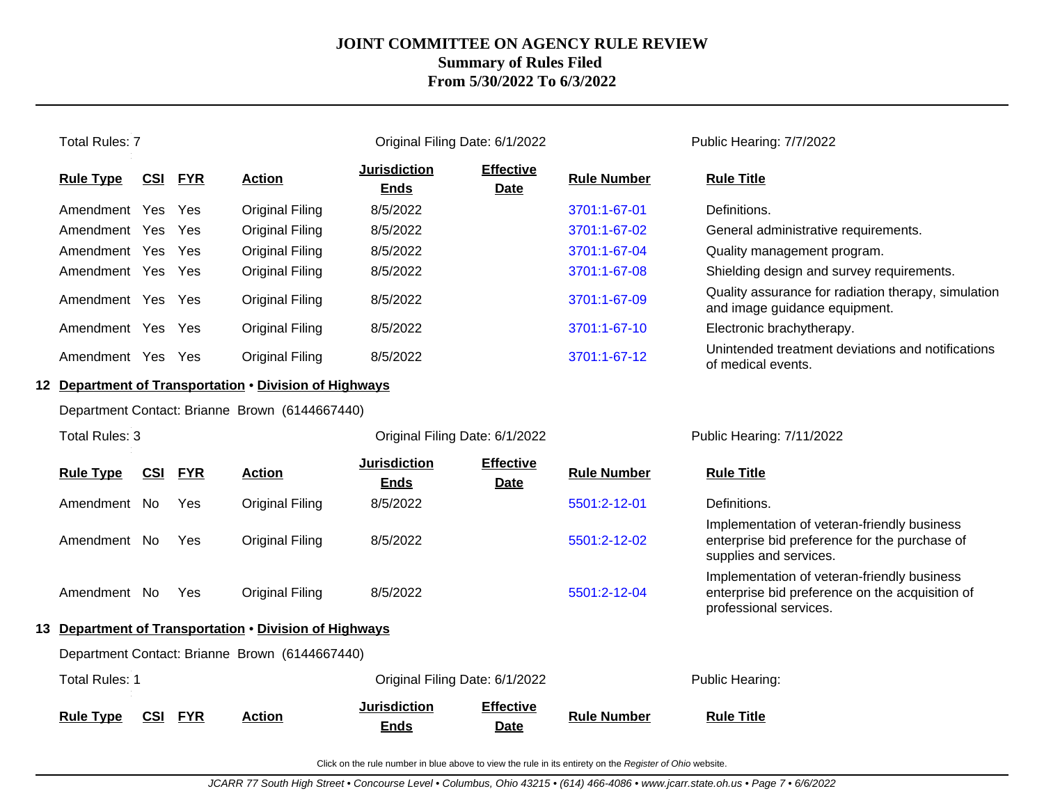Total Rules: 7 | Original Filing Date: 6/1/2022 | Public Hearing: 7/7/2022

| Rule Type | CSI | FYR | Action | Jurisdiction Ends | Effective Date | Rule Number | Rule Title |
|---|---|---|---|---|---|---|---|
| Amendment | Yes | Yes | Original Filing | 8/5/2022 | | 3701:1-67-01 | Definitions. |
| Amendment | Yes | Yes | Original Filing | 8/5/2022 | | 3701:1-67-02 | General administrative requirements. |
| Amendment | Yes | Yes | Original Filing | 8/5/2022 | | 3701:1-67-04 | Quality management program. |
| Amendment | Yes | Yes | Original Filing | 8/5/2022 | | 3701:1-67-08 | Shielding design and survey requirements. |
| Amendment | Yes | Yes | Original Filing | 8/5/2022 | | 3701:1-67-09 | Quality assurance for radiation therapy, simulation and image guidance equipment. |
| Amendment | Yes | Yes | Original Filing | 8/5/2022 | | 3701:1-67-10 | Electronic brachytherapy. |
| Amendment | Yes | Yes | Original Filing | 8/5/2022 | | 3701:1-67-12 | Unintended treatment deviations and notifications of medical events. |

## 12 Department of Transportation • Division of Highways

Department Contact: Brianne Brown (6144667440)

Total Rules: 3 | Original Filing Date: 6/1/2022 | Public Hearing: 7/11/2022

| Rule Type | CSI | FYR | Action | Jurisdiction Ends | Effective Date | Rule Number | Rule Title |
|---|---|---|---|---|---|---|---|
| Amendment | No | Yes | Original Filing | 8/5/2022 | | 5501:2-12-01 | Definitions. |
| Amendment | No | Yes | Original Filing | 8/5/2022 | | 5501:2-12-02 | Implementation of veteran-friendly business enterprise bid preference for the purchase of supplies and services. |
| Amendment | No | Yes | Original Filing | 8/5/2022 | | 5501:2-12-04 | Implementation of veteran-friendly business enterprise bid preference on the acquisition of professional services. |

## 13 Department of Transportation • Division of Highways

Department Contact: Brianne Brown (6144667440)

Total Rules: 1 | Original Filing Date: 6/1/2022 | Public Hearing:

| Rule Type | CSI | FYR | Action | Jurisdiction Ends | Effective Date | Rule Number | Rule Title |
|---|---|---|---|---|---|---|---|

Click on the rule number in blue above to view the rule in its entirety on the *Register of Ohio* website.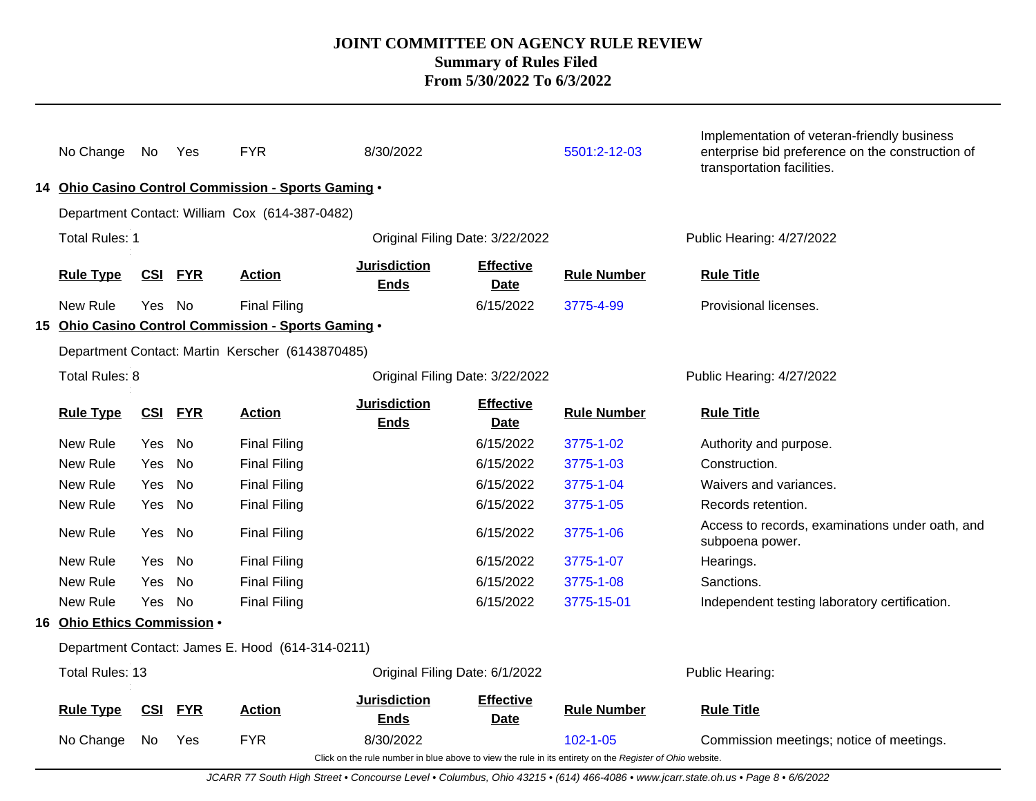# JOINT COMMITTEE ON AGENCY RULE REVIEW
## Summary of Rules Filed
## From 5/30/2022 To 6/3/2022

| Rule Type | CSI | FYR | Action | Jurisdiction Ends | Effective Date | Rule Number | Rule Title |
|---|---|---|---|---|---|---|---|
| No Change | No | Yes | FYR | 8/30/2022 | | 5501:2-12-03 | Implementation of veteran-friendly business enterprise bid preference on the construction of transportation facilities. |

**14 Ohio Casino Control Commission - Sports Gaming •**

Department Contact: William Cox (614-387-0482)

Total Rules: 1 | Original Filing Date: 3/22/2022 | Public Hearing: 4/27/2022

| Rule Type | CSI | FYR | Action | Jurisdiction Ends | Effective Date | Rule Number | Rule Title |
|---|---|---|---|---|---|---|---|
| New Rule | Yes | No | Final Filing | | 6/15/2022 | 3775-4-99 | Provisional licenses. |

**15 Ohio Casino Control Commission - Sports Gaming •**

Department Contact: Martin Kerscher (6143870485)

Total Rules: 8 | Original Filing Date: 3/22/2022 | Public Hearing: 4/27/2022

| Rule Type | CSI | FYR | Action | Jurisdiction Ends | Effective Date | Rule Number | Rule Title |
|---|---|---|---|---|---|---|---|
| New Rule | Yes | No | Final Filing | | 6/15/2022 | 3775-1-02 | Authority and purpose. |
| New Rule | Yes | No | Final Filing | | 6/15/2022 | 3775-1-03 | Construction. |
| New Rule | Yes | No | Final Filing | | 6/15/2022 | 3775-1-04 | Waivers and variances. |
| New Rule | Yes | No | Final Filing | | 6/15/2022 | 3775-1-05 | Records retention. |
| New Rule | Yes | No | Final Filing | | 6/15/2022 | 3775-1-06 | Access to records, examinations under oath, and subpoena power. |
| New Rule | Yes | No | Final Filing | | 6/15/2022 | 3775-1-07 | Hearings. |
| New Rule | Yes | No | Final Filing | | 6/15/2022 | 3775-1-08 | Sanctions. |
| New Rule | Yes | No | Final Filing | | 6/15/2022 | 3775-15-01 | Independent testing laboratory certification. |

**16 Ohio Ethics Commission •**

Department Contact: James E. Hood (614-314-0211)

Total Rules: 13 | Original Filing Date: 6/1/2022 | Public Hearing:

| Rule Type | CSI | FYR | Action | Jurisdiction Ends | Effective Date | Rule Number | Rule Title |
|---|---|---|---|---|---|---|---|
| No Change | No | Yes | FYR | 8/30/2022 | | 102-1-05 | Commission meetings; notice of meetings. |

Click on the rule number in blue above to view the rule in its entirety on the *Register of Ohio* website.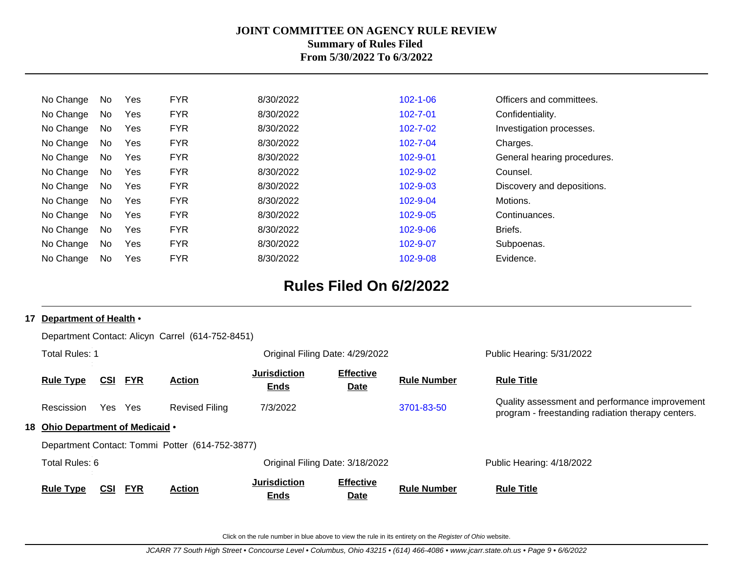| | | | | | | | |
|---|---|---|---|---|---|---|---|
| No Change | No | Yes | FYR | 8/30/2022 | | 102-1-06 | Officers and committees. |
| No Change | No | Yes | FYR | 8/30/2022 | | 102-7-01 | Confidentiality. |
| No Change | No | Yes | FYR | 8/30/2022 | | 102-7-02 | Investigation processes. |
| No Change | No | Yes | FYR | 8/30/2022 | | 102-7-04 | Charges. |
| No Change | No | Yes | FYR | 8/30/2022 | | 102-9-01 | General hearing procedures. |
| No Change | No | Yes | FYR | 8/30/2022 | | 102-9-02 | Counsel. |
| No Change | No | Yes | FYR | 8/30/2022 | | 102-9-03 | Discovery and depositions. |
| No Change | No | Yes | FYR | 8/30/2022 | | 102-9-04 | Motions. |
| No Change | No | Yes | FYR | 8/30/2022 | | 102-9-05 | Continuances. |
| No Change | No | Yes | FYR | 8/30/2022 | | 102-9-06 | Briefs. |
| No Change | No | Yes | FYR | 8/30/2022 | | 102-9-07 | Subpoenas. |
| No Change | No | Yes | FYR | 8/30/2022 | | 102-9-08 | Evidence. |

# Rules Filed On 6/2/2022

## 17 Department of Health •

Department Contact: Alicyn Carrel (614-752-8451)

Total Rules: 1 | Original Filing Date: 4/29/2022 | Public Hearing: 5/31/2022

| Rule Type | CSI | FYR | Action | Jurisdiction Ends | Effective Date | Rule Number | Rule Title |
|---|---|---|---|---|---|---|---|
| Rescission | Yes | Yes | Revised Filing | 7/3/2022 | | 3701-83-50 | Quality assessment and performance improvement program - freestanding radiation therapy centers. |

## 18 Ohio Department of Medicaid •

Department Contact: Tommi Potter (614-752-3877)

Total Rules: 6 | Original Filing Date: 3/18/2022 | Public Hearing: 4/18/2022

| Rule Type | CSI | FYR | Action | Jurisdiction Ends | Effective Date | Rule Number | Rule Title |
|---|---|---|---|---|---|---|---|

Click on the rule number in blue above to view the rule in its entirety on the *Register of Ohio* website.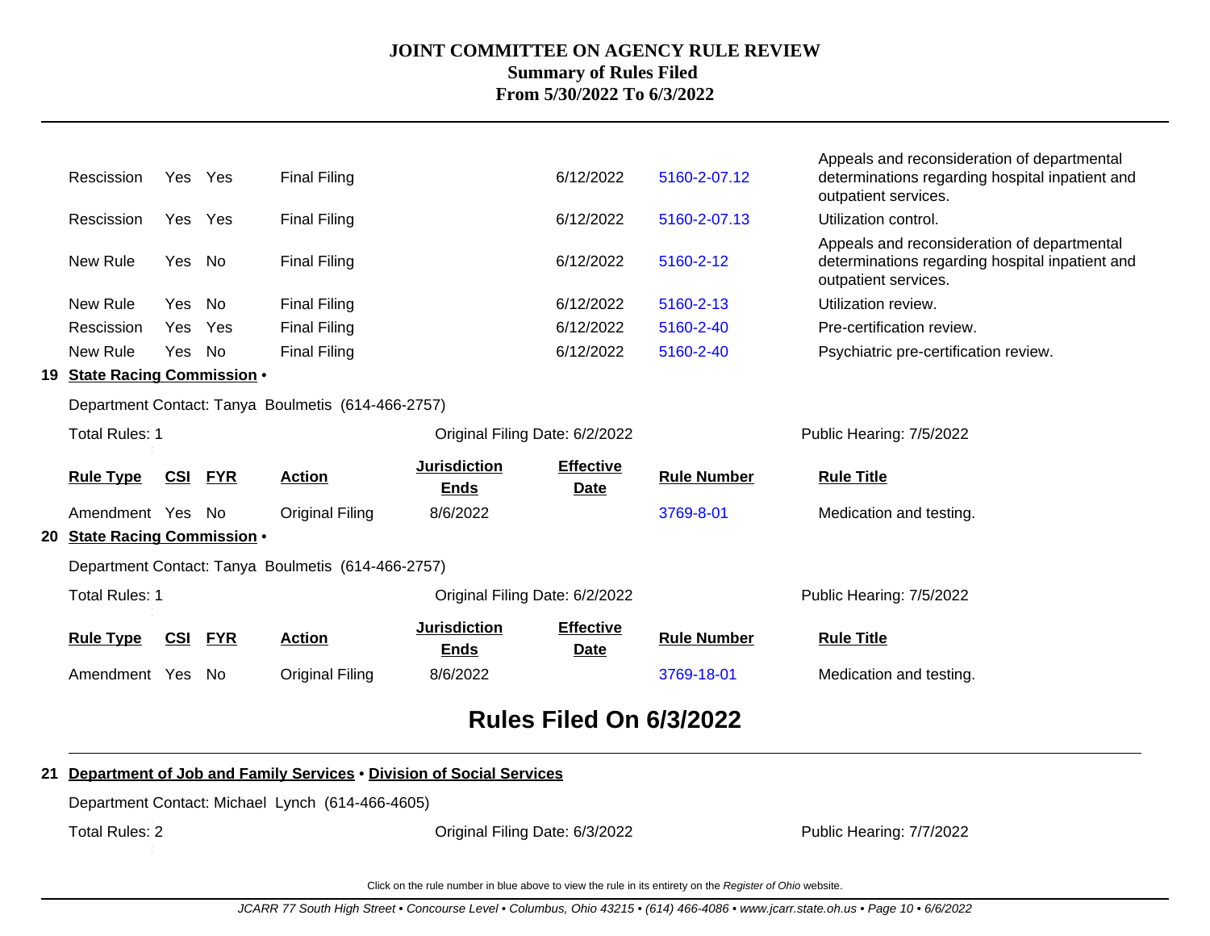| | | | | | | | |
|---|---|---|---|---|---|---|---|
| Rescission | Yes | Yes | Final Filing | | 6/12/2022 | 5160-2-07.12 | Appeals and reconsideration of departmental determinations regarding hospital inpatient and outpatient services. |
| Rescission | Yes | Yes | Final Filing | | 6/12/2022 | 5160-2-07.13 | Utilization control. |
| New Rule | Yes | No | Final Filing | | 6/12/2022 | 5160-2-12 | Appeals and reconsideration of departmental determinations regarding hospital inpatient and outpatient services. |
| New Rule | Yes | No | Final Filing | | 6/12/2022 | 5160-2-13 | Utilization review. |
| Rescission | Yes | Yes | Final Filing | | 6/12/2022 | 5160-2-40 | Pre-certification review. |
| New Rule | Yes | No | Final Filing | | 6/12/2022 | 5160-2-40 | Psychiatric pre-certification review. |

**19 State Racing Commission** •

Department Contact: Tanya Boulmetis (614-466-2757)

Total Rules: 1 | Original Filing Date: 6/2/2022 | Public Hearing: 7/5/2022

| Rule Type | CSI | FYR | Action | Jurisdiction Ends | Effective Date | Rule Number | Rule Title |
|---|---|---|---|---|---|---|---|
| Amendment | Yes | No | Original Filing | 8/6/2022 | | 3769-8-01 | Medication and testing. |

**20 State Racing Commission** •

Department Contact: Tanya Boulmetis (614-466-2757)

Total Rules: 1 | Original Filing Date: 6/2/2022 | Public Hearing: 7/5/2022

| Rule Type | CSI | FYR | Action | Jurisdiction Ends | Effective Date | Rule Number | Rule Title |
|---|---|---|---|---|---|---|---|
| Amendment | Yes | No | Original Filing | 8/6/2022 | | 3769-18-01 | Medication and testing. |

## Rules Filed On 6/3/2022

**21 Department of Job and Family Services** • **Division of Social Services**

Department Contact: Michael Lynch (614-466-4605)

Total Rules: 2 | Original Filing Date: 6/3/2022 | Public Hearing: 7/7/2022

Click on the rule number in blue above to view the rule in its entirety on the *Register of Ohio* website.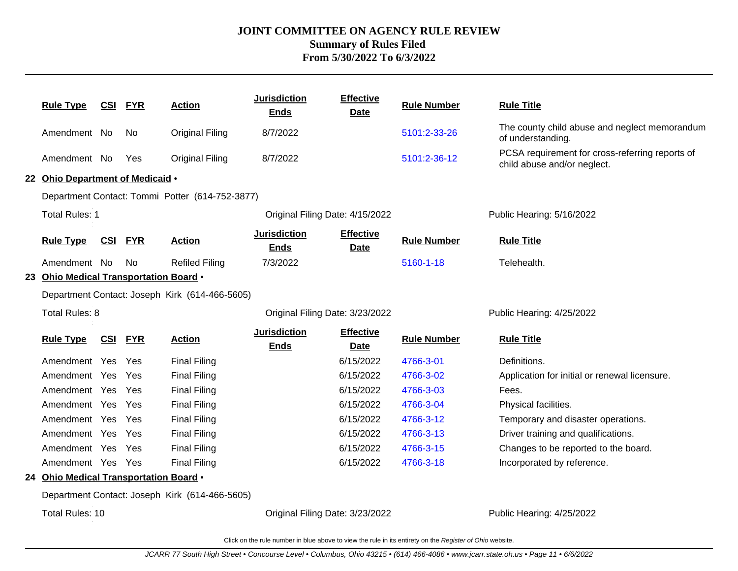# JOINT COMMITTEE ON AGENCY RULE REVIEW
## Summary of Rules Filed
## From 5/30/2022 To 6/3/2022

| Rule Type | CSI | FYR | Action | Jurisdiction Ends | Effective Date | Rule Number | Rule Title |
|---|---|---|---|---|---|---|---|
| Amendment | No | No | Original Filing | 8/7/2022 | | 5101:2-33-26 | The county child abuse and neglect memorandum of understanding. |
| Amendment | No | Yes | Original Filing | 8/7/2022 | | 5101:2-36-12 | PCSA requirement for cross-referring reports of child abuse and/or neglect. |

**22 Ohio Department of Medicaid •**

Department Contact: Tommi Potter (614-752-3877)

Total Rules: 1 | Original Filing Date: 4/15/2022 | Public Hearing: 5/16/2022

| Rule Type | CSI | FYR | Action | Jurisdiction Ends | Effective Date | Rule Number | Rule Title |
|---|---|---|---|---|---|---|---|
| Amendment | No | No | Refiled Filing | 7/3/2022 | | 5160-1-18 | Telehealth. |

**23 Ohio Medical Transportation Board •**

Department Contact: Joseph Kirk (614-466-5605)

Total Rules: 8 | Original Filing Date: 3/23/2022 | Public Hearing: 4/25/2022

| Rule Type | CSI | FYR | Action | Jurisdiction Ends | Effective Date | Rule Number | Rule Title |
|---|---|---|---|---|---|---|---|
| Amendment | Yes | Yes | Final Filing | | 6/15/2022 | 4766-3-01 | Definitions. |
| Amendment | Yes | Yes | Final Filing | | 6/15/2022 | 4766-3-02 | Application for initial or renewal licensure. |
| Amendment | Yes | Yes | Final Filing | | 6/15/2022 | 4766-3-03 | Fees. |
| Amendment | Yes | Yes | Final Filing | | 6/15/2022 | 4766-3-04 | Physical facilities. |
| Amendment | Yes | Yes | Final Filing | | 6/15/2022 | 4766-3-12 | Temporary and disaster operations. |
| Amendment | Yes | Yes | Final Filing | | 6/15/2022 | 4766-3-13 | Driver training and qualifications. |
| Amendment | Yes | Yes | Final Filing | | 6/15/2022 | 4766-3-15 | Changes to be reported to the board. |
| Amendment | Yes | Yes | Final Filing | | 6/15/2022 | 4766-3-18 | Incorporated by reference. |

**24 Ohio Medical Transportation Board •**

Department Contact: Joseph Kirk (614-466-5605)

Total Rules: 10 | Original Filing Date: 3/23/2022 | Public Hearing: 4/25/2022

Click on the rule number in blue above to view the rule in its entirety on the *Register of Ohio* website.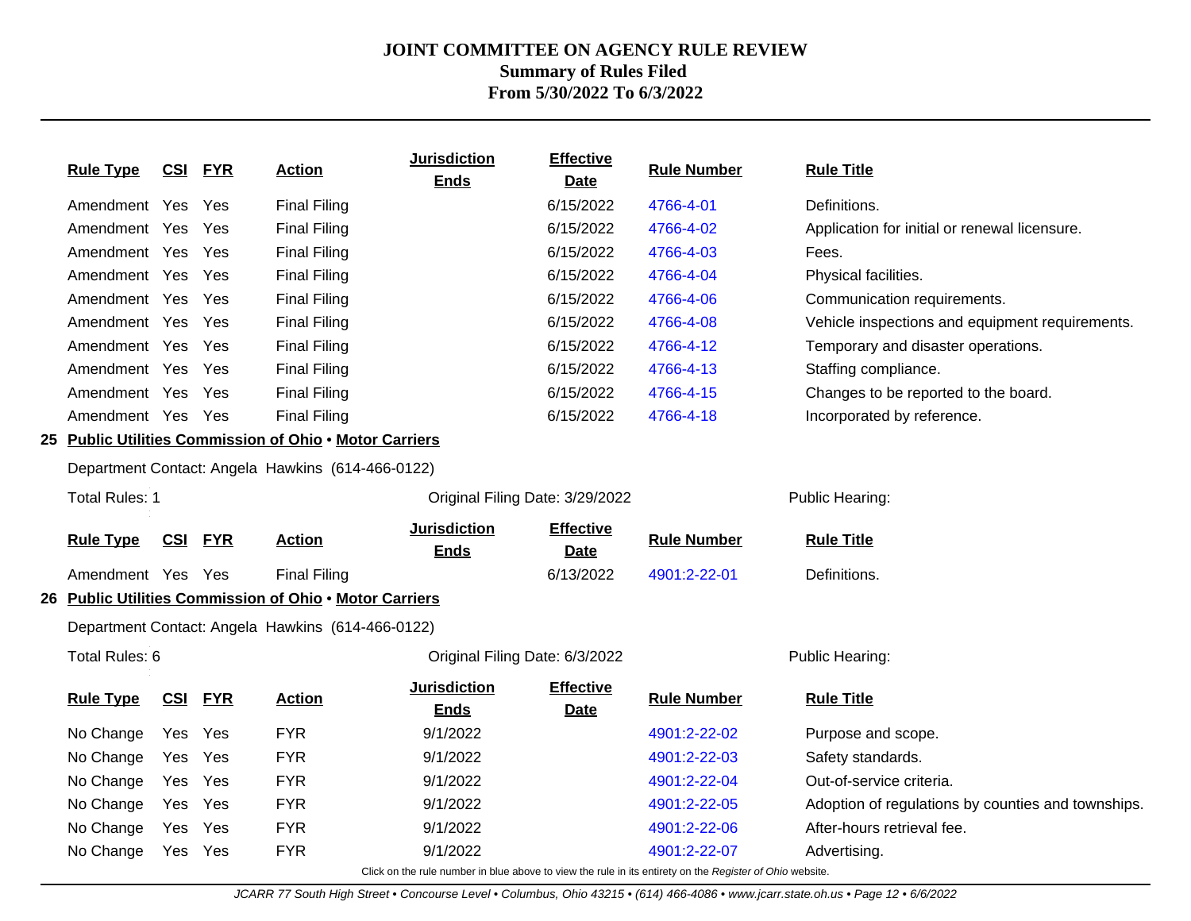# JOINT COMMITTEE ON AGENCY RULE REVIEW
## Summary of Rules Filed
## From 5/30/2022 To 6/3/2022

| Rule Type | CSI | FYR | Action | Jurisdiction Ends | Effective Date | Rule Number | Rule Title |
|---|---|---|---|---|---|---|---|
| Amendment | Yes | Yes | Final Filing | | 6/15/2022 | 4766-4-01 | Definitions. |
| Amendment | Yes | Yes | Final Filing | | 6/15/2022 | 4766-4-02 | Application for initial or renewal licensure. |
| Amendment | Yes | Yes | Final Filing | | 6/15/2022 | 4766-4-03 | Fees. |
| Amendment | Yes | Yes | Final Filing | | 6/15/2022 | 4766-4-04 | Physical facilities. |
| Amendment | Yes | Yes | Final Filing | | 6/15/2022 | 4766-4-06 | Communication requirements. |
| Amendment | Yes | Yes | Final Filing | | 6/15/2022 | 4766-4-08 | Vehicle inspections and equipment requirements. |
| Amendment | Yes | Yes | Final Filing | | 6/15/2022 | 4766-4-12 | Temporary and disaster operations. |
| Amendment | Yes | Yes | Final Filing | | 6/15/2022 | 4766-4-13 | Staffing compliance. |
| Amendment | Yes | Yes | Final Filing | | 6/15/2022 | 4766-4-15 | Changes to be reported to the board. |
| Amendment | Yes | Yes | Final Filing | | 6/15/2022 | 4766-4-18 | Incorporated by reference. |

**25 Public Utilities Commission of Ohio • Motor Carriers**

Department Contact: Angela Hawkins (614-466-0122)

Total Rules: 1 | Original Filing Date: 3/29/2022 | Public Hearing:

| Rule Type | CSI | FYR | Action | Jurisdiction Ends | Effective Date | Rule Number | Rule Title |
|---|---|---|---|---|---|---|---|
| Amendment | Yes | Yes | Final Filing | | 6/13/2022 | 4901:2-22-01 | Definitions. |

**26 Public Utilities Commission of Ohio • Motor Carriers**

Department Contact: Angela Hawkins (614-466-0122)

Total Rules: 6 | Original Filing Date: 6/3/2022 | Public Hearing:

| Rule Type | CSI | FYR | Action | Jurisdiction Ends | Effective Date | Rule Number | Rule Title |
|---|---|---|---|---|---|---|---|
| No Change | Yes | Yes | FYR | 9/1/2022 | | 4901:2-22-02 | Purpose and scope. |
| No Change | Yes | Yes | FYR | 9/1/2022 | | 4901:2-22-03 | Safety standards. |
| No Change | Yes | Yes | FYR | 9/1/2022 | | 4901:2-22-04 | Out-of-service criteria. |
| No Change | Yes | Yes | FYR | 9/1/2022 | | 4901:2-22-05 | Adoption of regulations by counties and townships. |
| No Change | Yes | Yes | FYR | 9/1/2022 | | 4901:2-22-06 | After-hours retrieval fee. |
| No Change | Yes | Yes | FYR | 9/1/2022 | | 4901:2-22-07 | Advertising. |

Click on the rule number in blue above to view the rule in its entirety on the *Register of Ohio* website.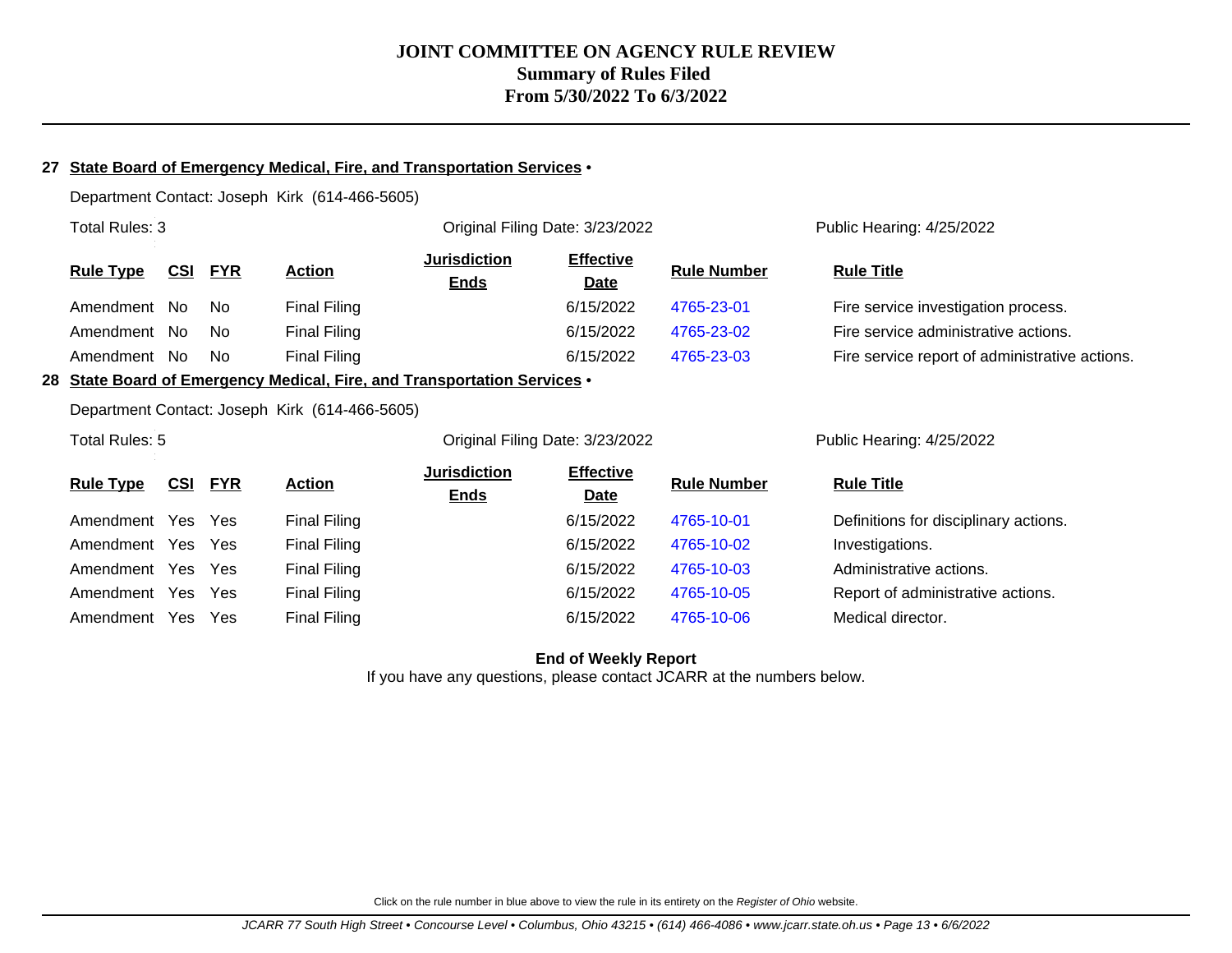# JOINT COMMITTEE ON AGENCY RULE REVIEW
## Summary of Rules Filed
## From 5/30/2022 To 6/3/2022

### 27 State Board of Emergency Medical, Fire, and Transportation Services •

Department Contact: Joseph Kirk (614-466-5605)

Total Rules: 3 | Original Filing Date: 3/23/2022 | Public Hearing: 4/25/2022

| Rule Type | CSI | FYR | Action | Jurisdiction Ends | Effective Date | Rule Number | Rule Title |
|---|---|---|---|---|---|---|---|
| Amendment | No | No | Final Filing | | 6/15/2022 | 4765-23-01 | Fire service investigation process. |
| Amendment | No | No | Final Filing | | 6/15/2022 | 4765-23-02 | Fire service administrative actions. |
| Amendment | No | No | Final Filing | | 6/15/2022 | 4765-23-03 | Fire service report of administrative actions. |

### 28 State Board of Emergency Medical, Fire, and Transportation Services •

Department Contact: Joseph Kirk (614-466-5605)

Total Rules: 5 | Original Filing Date: 3/23/2022 | Public Hearing: 4/25/2022

| Rule Type | CSI | FYR | Action | Jurisdiction Ends | Effective Date | Rule Number | Rule Title |
|---|---|---|---|---|---|---|---|
| Amendment | Yes | Yes | Final Filing | | 6/15/2022 | 4765-10-01 | Definitions for disciplinary actions. |
| Amendment | Yes | Yes | Final Filing | | 6/15/2022 | 4765-10-02 | Investigations. |
| Amendment | Yes | Yes | Final Filing | | 6/15/2022 | 4765-10-03 | Administrative actions. |
| Amendment | Yes | Yes | Final Filing | | 6/15/2022 | 4765-10-05 | Report of administrative actions. |
| Amendment | Yes | Yes | Final Filing | | 6/15/2022 | 4765-10-06 | Medical director. |

**End of Weekly Report**

If you have any questions, please contact JCARR at the numbers below.

Click on the rule number in blue above to view the rule in its entirety on the *Register of Ohio* website.